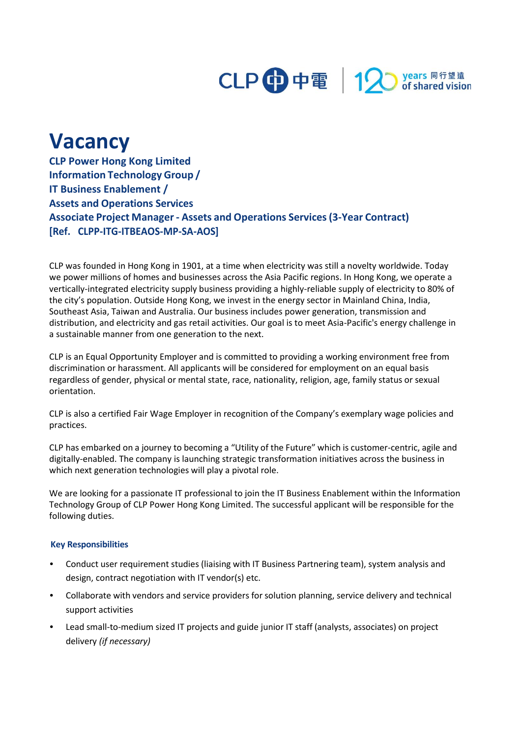# Vacancy

**CLP Power Hong Kong Limited**
**Information Technology Group /**
**IT Business Enablement /**
**Assets and Operations Services**
**Associate Project Manager - Assets and Operations Services (3-Year Contract)**
**[Ref. CLPP-ITG-ITBEAOS-MP-SA-AOS]**

CLP was founded in Hong Kong in 1901, at a time when electricity was still a novelty worldwide. Today we power millions of homes and businesses across the Asia Pacific regions. In Hong Kong, we operate a vertically-integrated electricity supply business providing a highly-reliable supply of electricity to 80% of the city's population. Outside Hong Kong, we invest in the energy sector in Mainland China, India, Southeast Asia, Taiwan and Australia. Our business includes power generation, transmission and distribution, and electricity and gas retail activities. Our goal is to meet Asia-Pacific's energy challenge in a sustainable manner from one generation to the next.

CLP is an Equal Opportunity Employer and is committed to providing a working environment free from discrimination or harassment. All applicants will be considered for employment on an equal basis regardless of gender, physical or mental state, race, nationality, religion, age, family status or sexual orientation.

CLP is also a certified Fair Wage Employer in recognition of the Company's exemplary wage policies and practices.

CLP has embarked on a journey to becoming a "Utility of the Future" which is customer-centric, agile and digitally-enabled. The company is launching strategic transformation initiatives across the business in which next generation technologies will play a pivotal role.

We are looking for a passionate IT professional to join the IT Business Enablement within the Information Technology Group of CLP Power Hong Kong Limited. The successful applicant will be responsible for the following duties.

### Key Responsibilities

- Conduct user requirement studies (liaising with IT Business Partnering team), system analysis and design, contract negotiation with IT vendor(s) etc.
- Collaborate with vendors and service providers for solution planning, service delivery and technical support activities
- Lead small-to-medium sized IT projects and guide junior IT staff (analysts, associates) on project delivery *(if necessary)*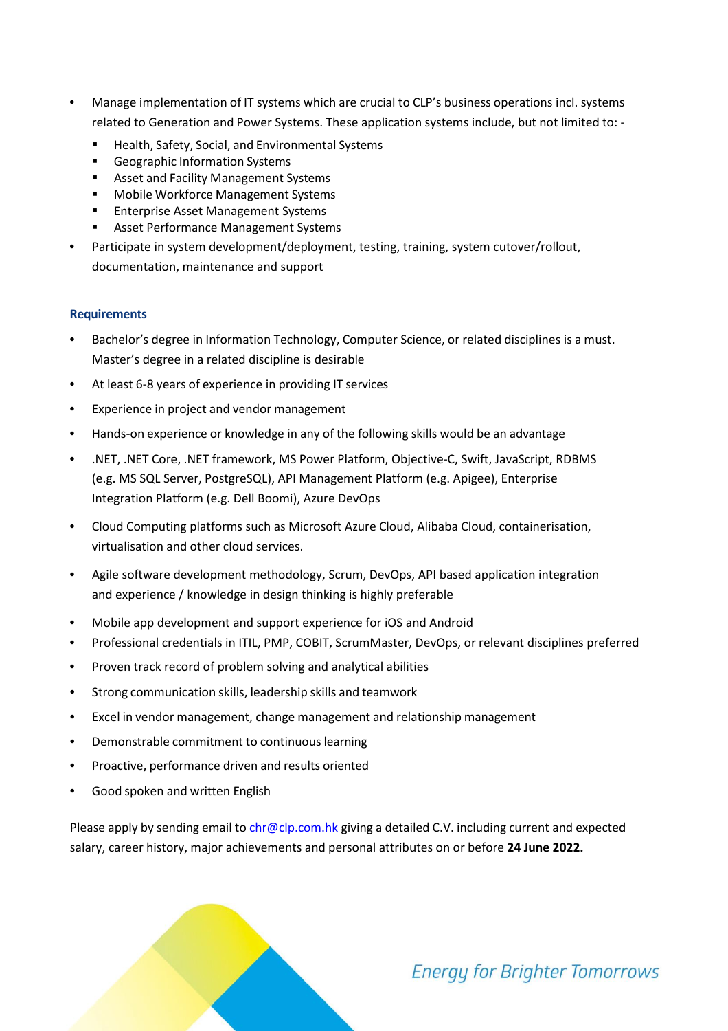- Manage implementation of IT systems which are crucial to CLP's business operations incl. systems related to Generation and Power Systems. These application systems include, but not limited to: -
  - Health, Safety, Social, and Environmental Systems
  - Geographic Information Systems
  - Asset and Facility Management Systems
  - Mobile Workforce Management Systems
  - Enterprise Asset Management Systems
  - Asset Performance Management Systems
- Participate in system development/deployment, testing, training, system cutover/rollout, documentation, maintenance and support

### Requirements

- Bachelor's degree in Information Technology, Computer Science, or related disciplines is a must. Master's degree in a related discipline is desirable
- At least 6-8 years of experience in providing IT services
- Experience in project and vendor management
- Hands-on experience or knowledge in any of the following skills would be an advantage
- .NET, .NET Core, .NET framework, MS Power Platform, Objective-C, Swift, JavaScript, RDBMS (e.g. MS SQL Server, PostgreSQL), API Management Platform (e.g. Apigee), Enterprise Integration Platform (e.g. Dell Boomi), Azure DevOps
- Cloud Computing platforms such as Microsoft Azure Cloud, Alibaba Cloud, containerisation, virtualisation and other cloud services.
- Agile software development methodology, Scrum, DevOps, API based application integration and experience / knowledge in design thinking is highly preferable
- Mobile app development and support experience for iOS and Android
- Professional credentials in ITIL, PMP, COBIT, ScrumMaster, DevOps, or relevant disciplines preferred
- Proven track record of problem solving and analytical abilities
- Strong communication skills, leadership skills and teamwork
- Excel in vendor management, change management and relationship management
- Demonstrable commitment to continuous learning
- Proactive, performance driven and results oriented
- Good spoken and written English

Please apply by sending email to chr@clp.com.hk giving a detailed C.V. including current and expected salary, career history, major achievements and personal attributes on or before **24 June 2022.**

*Energy for Brighter Tomorrows*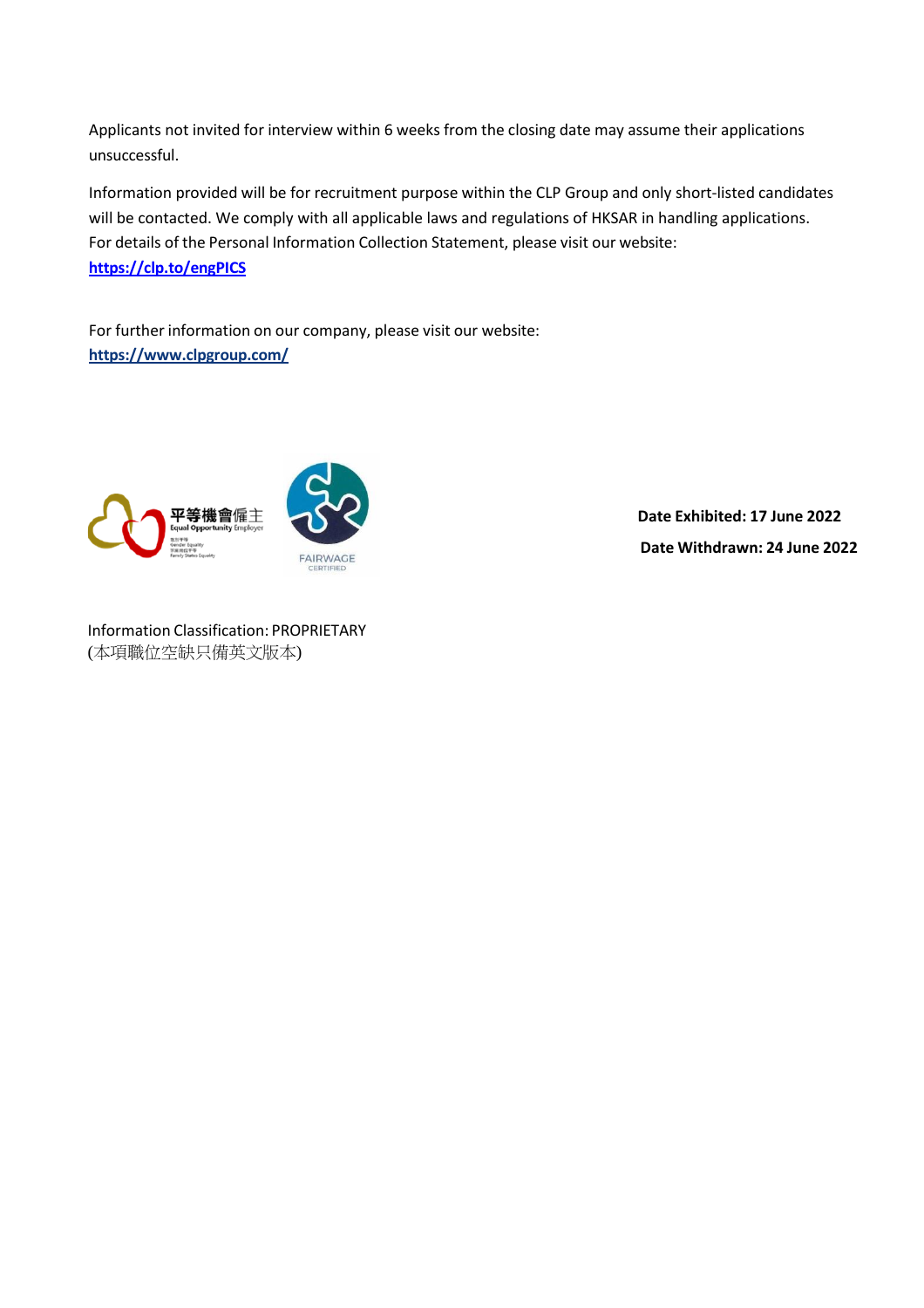Applicants not invited for interview within 6 weeks from the closing date may assume their applications unsuccessful.

Information provided will be for recruitment purpose within the CLP Group and only short-listed candidates will be contacted. We comply with all applicable laws and regulations of HKSAR in handling applications. For details of the Personal Information Collection Statement, please visit our website:
**https://clp.to/engPICS**

For further information on our company, please visit our website:
**https://www.clpgroup.com/**

平等機會僱主
Equal Opportunity Employer

FAIRWAGE
CERTIFIED

**Date Exhibited: 17 June 2022**

**Date Withdrawn: 24 June 2022**

Information Classification: PROPRIETARY
(本項職位空缺只備英文版本)